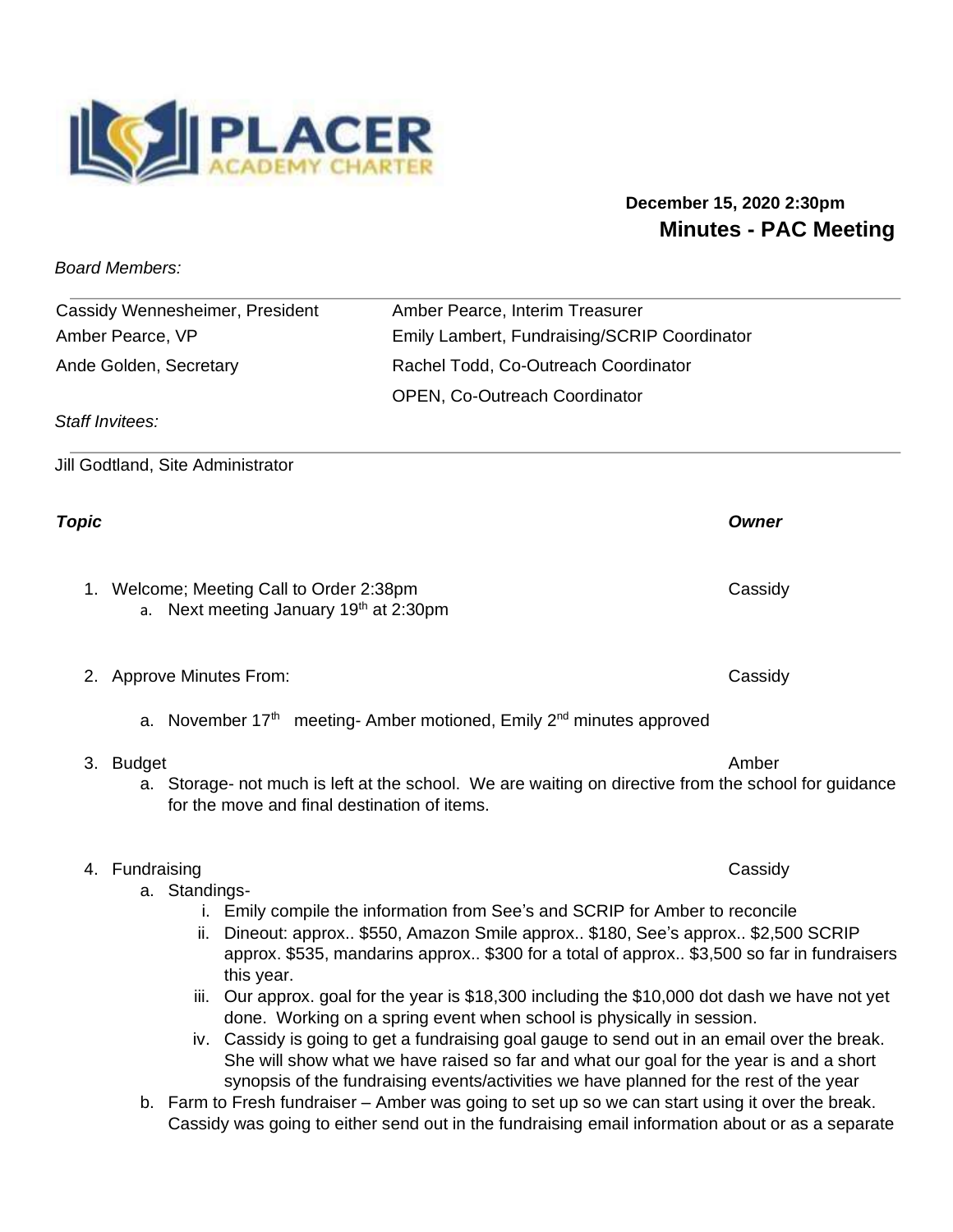PLACER ACADEMY CHARTER

**December 15, 2020 2:30pm**

## Minutes - PAC Meeting

*Board Members:*

| | |
|---|---|
| Cassidy Wennesheimer, President | Amber Pearce, Interim Treasurer |
| Amber Pearce, VP | Emily Lambert, Fundraising/SCRIP Coordinator |
| Ande Golden, Secretary | Rachel Todd, Co-Outreach Coordinator |
| | OPEN, Co-Outreach Coordinator |

*Staff Invitees:*

Jill Godtland, Site Administrator

| ***Topic*** | ***Owner*** |
|---|---|
| 1. Welcome; Meeting Call to Order 2:38pm | Cassidy |
| 2. Approve Minutes From: | Cassidy |
| 3. Budget | Amber |
| 4. Fundraising | Cassidy |

1. Welcome; Meeting Call to Order 2:38pm — Cassidy
   a. Next meeting January 19th at 2:30pm

2. Approve Minutes From: — Cassidy
   a. November 17th meeting- Amber motioned, Emily 2nd minutes approved

3. Budget — Amber
   a. Storage- not much is left at the school. We are waiting on directive from the school for guidance for the move and final destination of items.

4. Fundraising — Cassidy
   a. Standings-
      i. Emily compile the information from See's and SCRIP for Amber to reconcile
      ii. Dineout: approx.. $550, Amazon Smile approx.. $180, See's approx.. $2,500 SCRIP approx. $535, mandarins approx.. $300 for a total of approx.. $3,500 so far in fundraisers this year.
      iii. Our approx. goal for the year is $18,300 including the $10,000 dot dash we have not yet done. Working on a spring event when school is physically in session.
      iv. Cassidy is going to get a fundraising goal gauge to send out in an email over the break. She will show what we have raised so far and what our goal for the year is and a short synopsis of the fundraising events/activities we have planned for the rest of the year
   b. Farm to Fresh fundraiser – Amber was going to set up so we can start using it over the break. Cassidy was going to either send out in the fundraising email information about or as a separate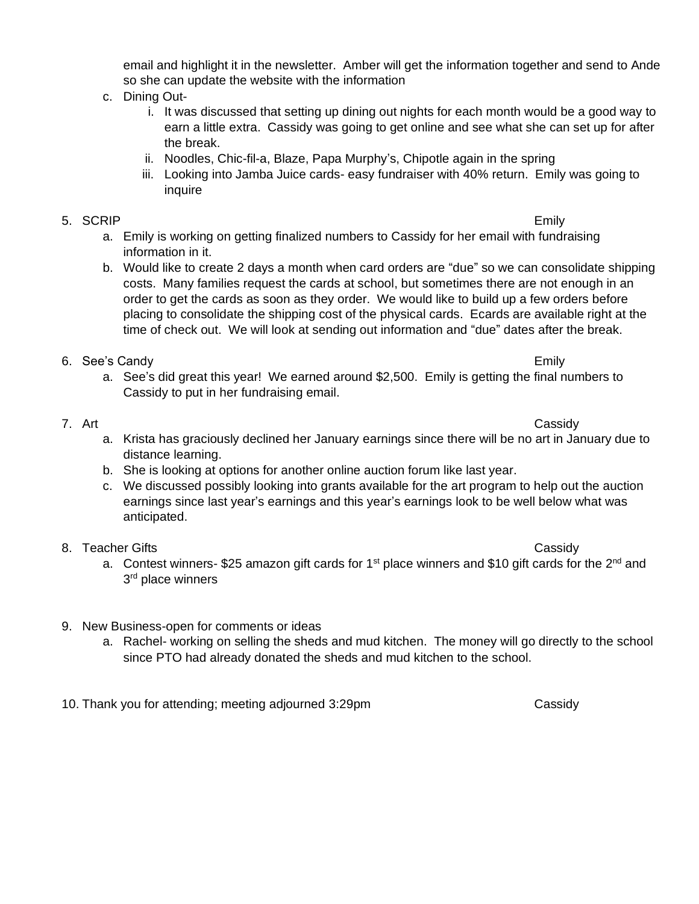email and highlight it in the newsletter. Amber will get the information together and send to Ande so she can update the website with the information

c. Dining Out-
   i. It was discussed that setting up dining out nights for each month would be a good way to earn a little extra. Cassidy was going to get online and see what she can set up for after the break.
   ii. Noodles, Chic-fil-a, Blaze, Papa Murphy's, Chipotle again in the spring
   iii. Looking into Jamba Juice cards- easy fundraiser with 40% return. Emily was going to inquire

5. SCRIP — Emily
   a. Emily is working on getting finalized numbers to Cassidy for her email with fundraising information in it.
   b. Would like to create 2 days a month when card orders are "due" so we can consolidate shipping costs. Many families request the cards at school, but sometimes there are not enough in an order to get the cards as soon as they order. We would like to build up a few orders before placing to consolidate the shipping cost of the physical cards. Ecards are available right at the time of check out. We will look at sending out information and "due" dates after the break.

6. See's Candy — Emily
   a. See's did great this year! We earned around $2,500. Emily is getting the final numbers to Cassidy to put in her fundraising email.

7. Art — Cassidy
   a. Krista has graciously declined her January earnings since there will be no art in January due to distance learning.
   b. She is looking at options for another online auction forum like last year.
   c. We discussed possibly looking into grants available for the art program to help out the auction earnings since last year's earnings and this year's earnings look to be well below what was anticipated.

8. Teacher Gifts — Cassidy
   a. Contest winners- $25 amazon gift cards for 1st place winners and $10 gift cards for the 2nd and 3rd place winners

9. New Business-open for comments or ideas
   a. Rachel- working on selling the sheds and mud kitchen. The money will go directly to the school since PTO had already donated the sheds and mud kitchen to the school.

10. Thank you for attending; meeting adjourned 3:29pm — Cassidy